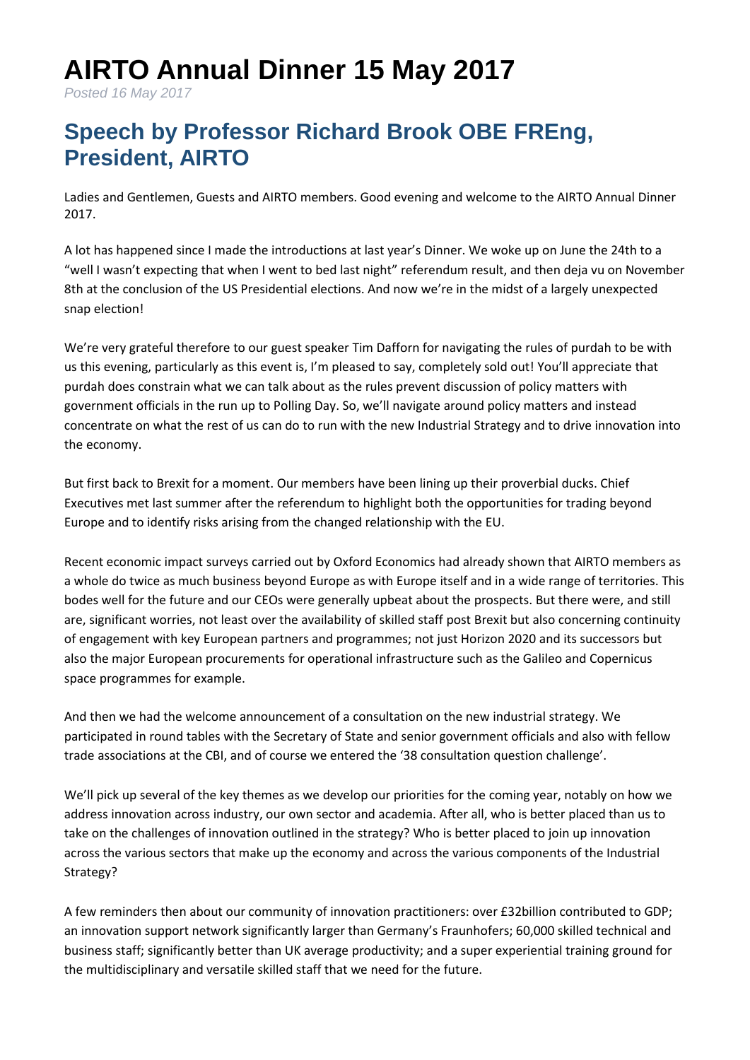# AIRTO Annual Dinner 15 May 2017

*Posted 16 May 2017*

## Speech by Professor Richard Brook OBE FREng, President, AIRTO

Ladies and Gentlemen, Guests and AIRTO members. Good evening and welcome to the AIRTO Annual Dinner 2017.

A lot has happened since I made the introductions at last year's Dinner. We woke up on June the 24th to a "well I wasn't expecting that when I went to bed last night" referendum result, and then deja vu on November 8th at the conclusion of the US Presidential elections. And now we're in the midst of a largely unexpected snap election!

We're very grateful therefore to our guest speaker Tim Dafforn for navigating the rules of purdah to be with us this evening, particularly as this event is, I'm pleased to say, completely sold out! You'll appreciate that purdah does constrain what we can talk about as the rules prevent discussion of policy matters with government officials in the run up to Polling Day. So, we'll navigate around policy matters and instead concentrate on what the rest of us can do to run with the new Industrial Strategy and to drive innovation into the economy.

But first back to Brexit for a moment. Our members have been lining up their proverbial ducks. Chief Executives met last summer after the referendum to highlight both the opportunities for trading beyond Europe and to identify risks arising from the changed relationship with the EU.

Recent economic impact surveys carried out by Oxford Economics had already shown that AIRTO members as a whole do twice as much business beyond Europe as with Europe itself and in a wide range of territories. This bodes well for the future and our CEOs were generally upbeat about the prospects. But there were, and still are, significant worries, not least over the availability of skilled staff post Brexit but also concerning continuity of engagement with key European partners and programmes; not just Horizon 2020 and its successors but also the major European procurements for operational infrastructure such as the Galileo and Copernicus space programmes for example.

And then we had the welcome announcement of a consultation on the new industrial strategy. We participated in round tables with the Secretary of State and senior government officials and also with fellow trade associations at the CBI, and of course we entered the '38 consultation question challenge'.

We'll pick up several of the key themes as we develop our priorities for the coming year, notably on how we address innovation across industry, our own sector and academia. After all, who is better placed than us to take on the challenges of innovation outlined in the strategy? Who is better placed to join up innovation across the various sectors that make up the economy and across the various components of the Industrial Strategy?

A few reminders then about our community of innovation practitioners: over £32billion contributed to GDP; an innovation support network significantly larger than Germany's Fraunhofers; 60,000 skilled technical and business staff; significantly better than UK average productivity; and a super experiential training ground for the multidisciplinary and versatile skilled staff that we need for the future.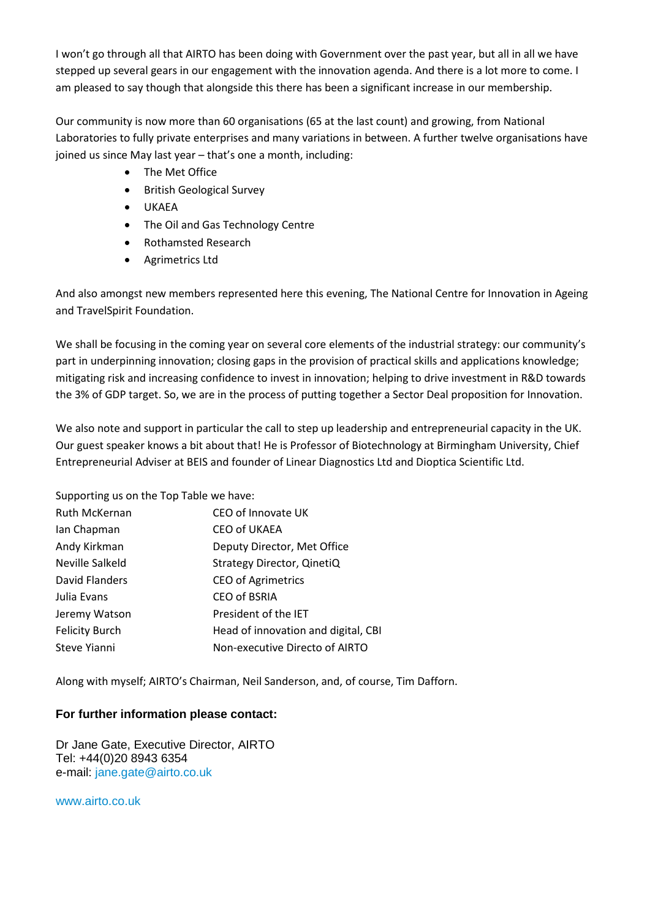I won't go through all that AIRTO has been doing with Government over the past year, but all in all we have stepped up several gears in our engagement with the innovation agenda. And there is a lot more to come. I am pleased to say though that alongside this there has been a significant increase in our membership.

Our community is now more than 60 organisations (65 at the last count) and growing, from National Laboratories to fully private enterprises and many variations in between. A further twelve organisations have joined us since May last year – that's one a month, including:

- The Met Office
- British Geological Survey
- UKAEA
- The Oil and Gas Technology Centre
- Rothamsted Research
- Agrimetrics Ltd

And also amongst new members represented here this evening, The National Centre for Innovation in Ageing and TravelSpirit Foundation.

We shall be focusing in the coming year on several core elements of the industrial strategy: our community's part in underpinning innovation; closing gaps in the provision of practical skills and applications knowledge; mitigating risk and increasing confidence to invest in innovation; helping to drive investment in R&D towards the 3% of GDP target. So, we are in the process of putting together a Sector Deal proposition for Innovation.

We also note and support in particular the call to step up leadership and entrepreneurial capacity in the UK. Our guest speaker knows a bit about that! He is Professor of Biotechnology at Birmingham University, Chief Entrepreneurial Adviser at BEIS and founder of Linear Diagnostics Ltd and Dioptica Scientific Ltd.

Supporting us on the Top Table we have:

| | |
|---|---|
| Ruth McKernan | CEO of Innovate UK |
| Ian Chapman | CEO of UKAEA |
| Andy Kirkman | Deputy Director, Met Office |
| Neville Salkeld | Strategy Director, QinetiQ |
| David Flanders | CEO of Agrimetrics |
| Julia Evans | CEO of BSRIA |
| Jeremy Watson | President of the IET |
| Felicity Burch | Head of innovation and digital, CBI |
| Steve Yianni | Non-executive Directo of AIRTO |

Along with myself; AIRTO's Chairman, Neil Sanderson, and, of course, Tim Dafforn.

### For further information please contact:

Dr Jane Gate, Executive Director, AIRTO
Tel: +44(0)20 8943 6354
e-mail: jane.gate@airto.co.uk

www.airto.co.uk